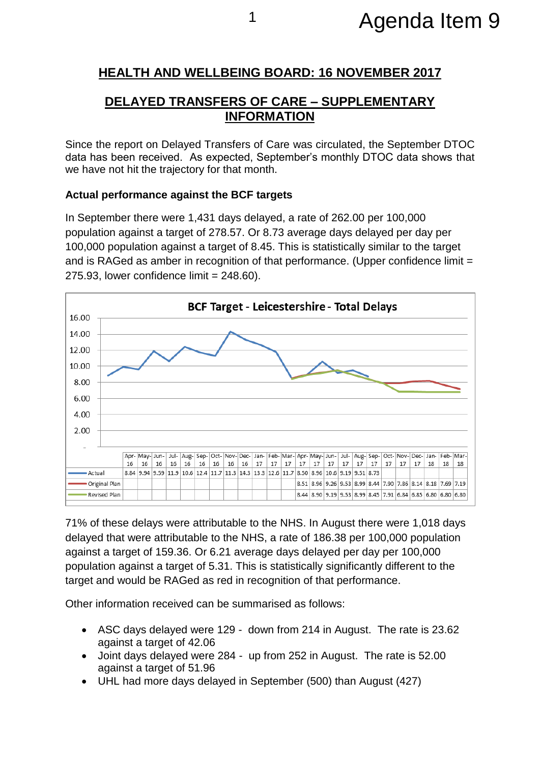Agenda Item 9

## HEALTH AND WELLBEING BOARD: 16 NOVEMBER 2017

## DELAYED TRANSFERS OF CARE – SUPPLEMENTARY INFORMATION

Since the report on Delayed Transfers of Care was circulated, the September DTOC data has been received. As expected, September's monthly DTOC data shows that we have not hit the trajectory for that month.

**Actual performance against the BCF targets**

In September there were 1,431 days delayed, a rate of 262.00 per 100,000 population against a target of 278.57. Or 8.73 average days delayed per day per 100,000 population against a target of 8.45. This is statistically similar to the target and is RAGed as amber in recognition of that performance. (Upper confidence limit = 275.93, lower confidence limit = 248.60).

**BCF Target - Leicestershire - Total Delays**

| | Apr-16 | May-16 | Jun-16 | Jul-16 | Aug-16 | Sep-16 | Oct-16 | Nov-16 | Dec-16 | Jan-17 | Feb-17 | Mar-17 | Apr-17 | May-17 | Jun-17 | Jul-17 | Aug-17 | Sep-17 | Oct-17 | Nov-17 | Dec-17 | Jan-18 | Feb-18 | Mar-18 |
|---|---|---|---|---|---|---|---|---|---|---|---|---|---|---|---|---|---|---|---|---|---|---|---|---|
| Actual | 8.84 | 9.94 | 9.59 | 11.9 | 10.6 | 12.4 | 11.7 | 11.3 | 14.3 | 13.3 | 12.6 | 11.7 | 8.50 | 8.96 | 10.6 | 9.19 | 9.51 | 8.73 | | | | | | |
| Original Plan | | | | | | | | | | | | | 8.51 | 8.96 | 9.26 | 9.53 | 8.99 | 8.44 | 7.90 | 7.86 | 8.14 | 8.18 | 7.69 | 7.19 |
| Revised Plan | | | | | | | | | | | | | 8.44 | 8.90 | 9.19 | 9.53 | 8.99 | 8.45 | 7.91 | 6.84 | 6.85 | 6.80 | 6.80 | 6.80 |

71% of these delays were attributable to the NHS. In August there were 1,018 days delayed that were attributable to the NHS, a rate of 186.38 per 100,000 population against a target of 159.36. Or 6.21 average days delayed per day per 100,000 population against a target of 5.31. This is statistically significantly different to the target and would be RAGed as red in recognition of that performance.

Other information received can be summarised as follows:

- ASC days delayed were 129 - down from 214 in August. The rate is 23.62 against a target of 42.06
- Joint days delayed were 284 - up from 252 in August. The rate is 52.00 against a target of 51.96
- UHL had more days delayed in September (500) than August (427)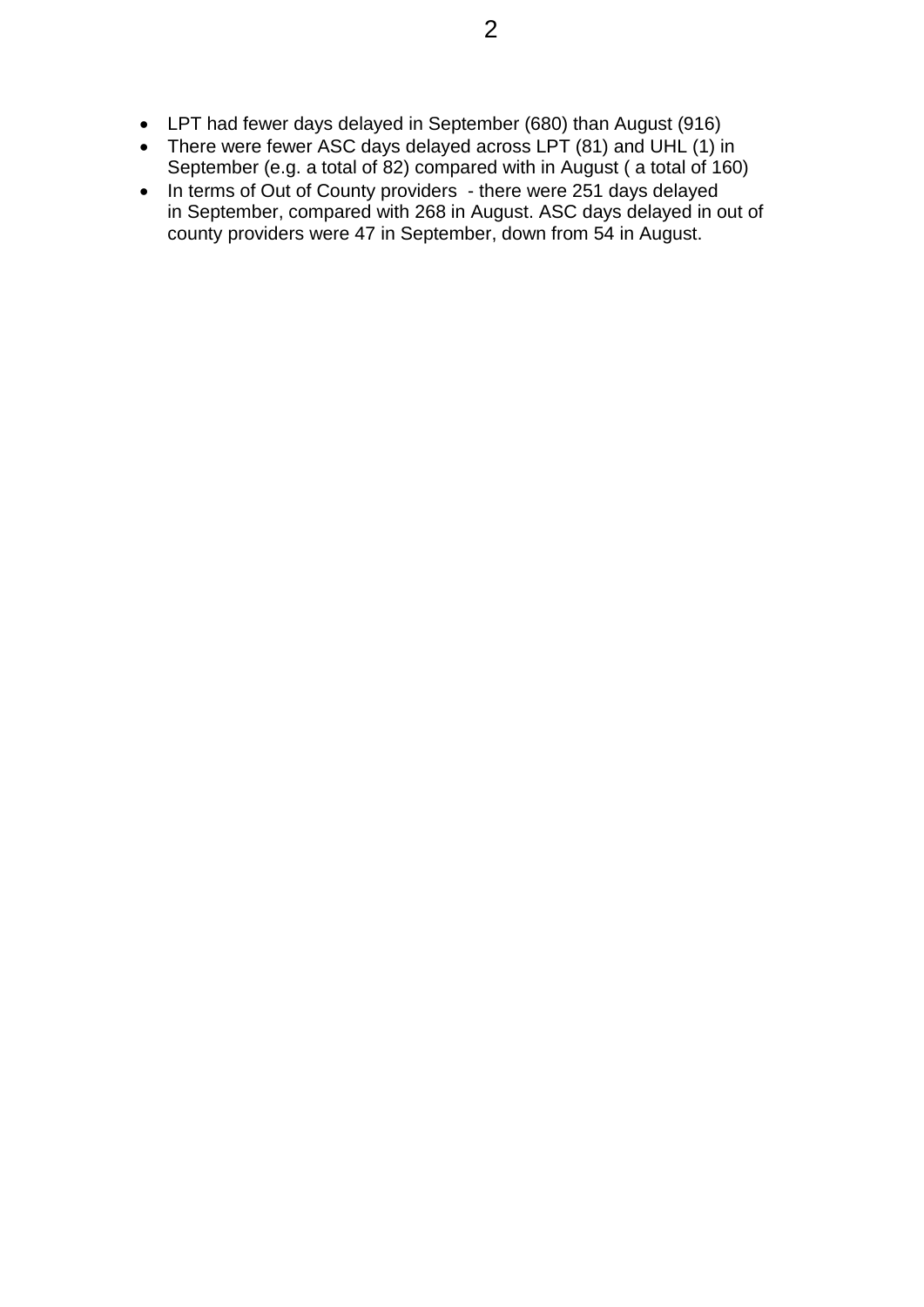- LPT had fewer days delayed in September (680) than August (916)
- There were fewer ASC days delayed across LPT (81) and UHL (1) in September (e.g. a total of 82) compared with in August ( a total of 160)
- In terms of Out of County providers - there were 251 days delayed in September, compared with 268 in August. ASC days delayed in out of county providers were 47 in September, down from 54 in August.